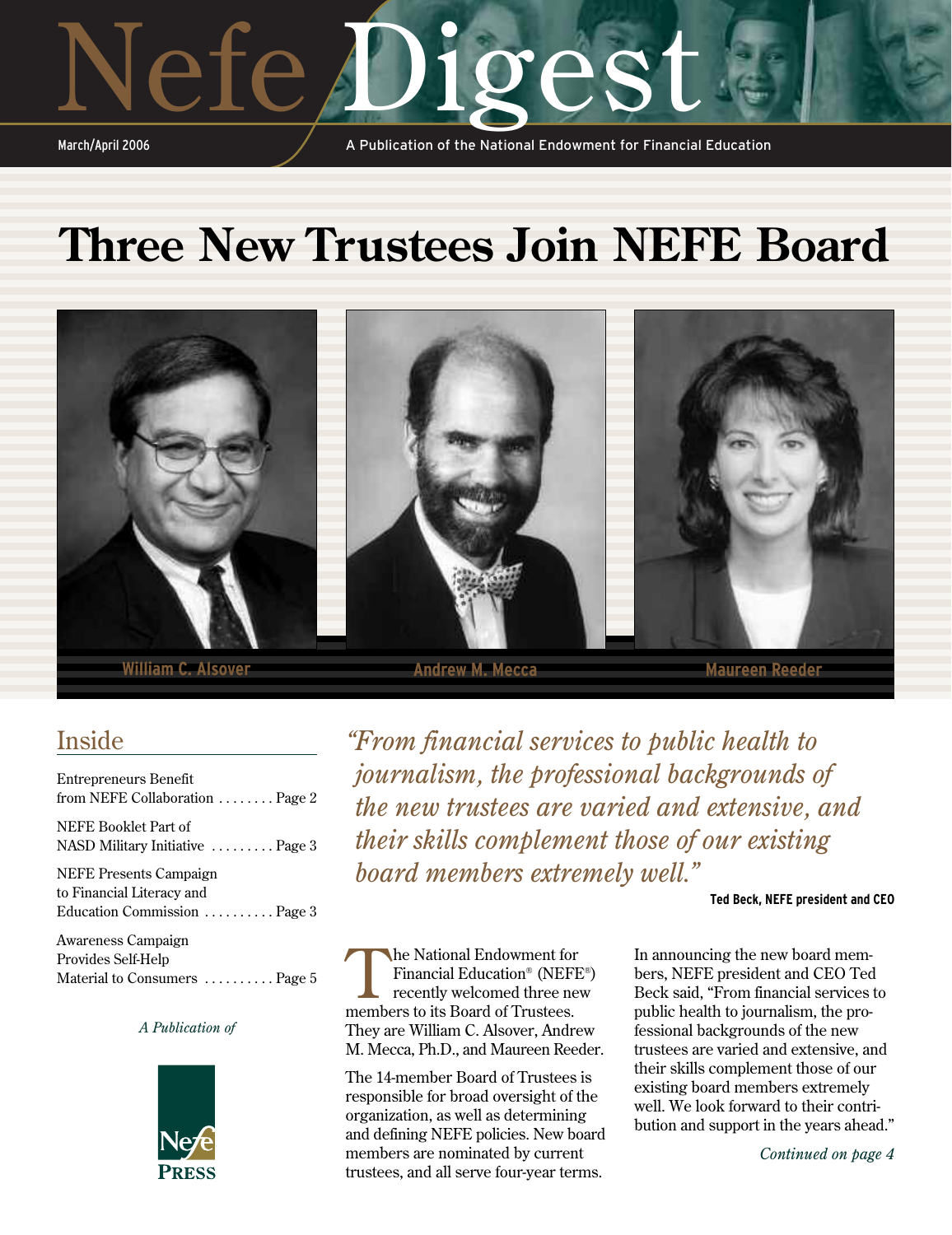# Nefe Digest

March/April 2006

A Publication of the National Endowment for Financial Education

# Three New Trustees Join NEFE Board

William C. Alsover

Andrew M. Mecca

Maureen Reeder

## Inside

- Entrepreneurs Benefit from NEFE Collaboration ........ Page 2
- NEFE Booklet Part of NASD Military Initiative ......... Page 3
- NEFE Presents Campaign to Financial Literacy and Education Commission .......... Page 3
- Awareness Campaign Provides Self-Help Material to Consumers .......... Page 5

*A Publication of*

Nefe PRESS

*"From financial services to public health to journalism, the professional backgrounds of the new trustees are varied and extensive, and their skills complement those of our existing board members extremely well."*

**Ted Beck, NEFE president and CEO**

The National Endowment for Financial Education® (NEFE®) recently welcomed three new members to its Board of Trustees. They are William C. Alsover, Andrew M. Mecca, Ph.D., and Maureen Reeder.

The 14-member Board of Trustees is responsible for broad oversight of the organization, as well as determining and defining NEFE policies. New board members are nominated by current trustees, and all serve four-year terms.

In announcing the new board members, NEFE president and CEO Ted Beck said, "From financial services to public health to journalism, the professional backgrounds of the new trustees are varied and extensive, and their skills complement those of our existing board members extremely well. We look forward to their contribution and support in the years ahead."

*Continued on page 4*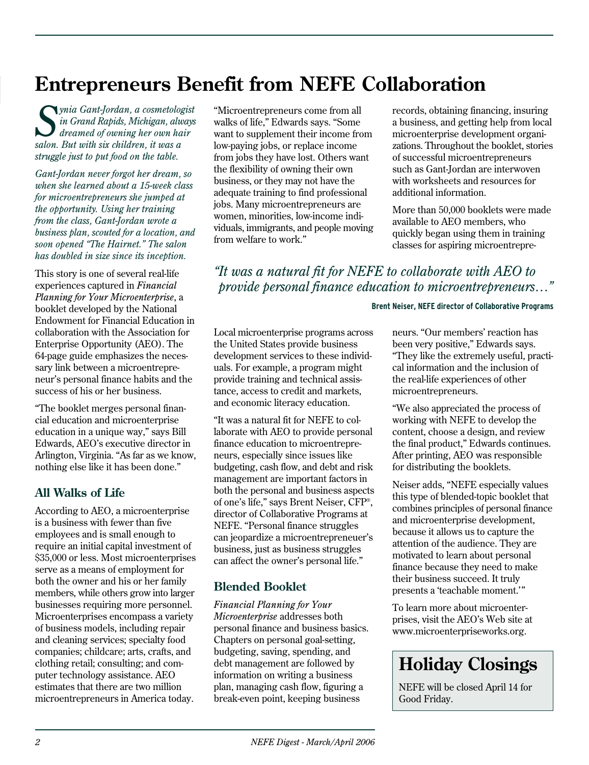# Entrepreneurs Benefit from NEFE Collaboration

*Synia Gant-Jordan, a cosmetologist in Grand Rapids, Michigan, always dreamed of owning her own hair salon. But with six children, it was a struggle just to put food on the table.*

*Gant-Jordan never forgot her dream, so when she learned about a 15-week class for microentrepreneurs she jumped at the opportunity. Using her training from the class, Gant-Jordan wrote a business plan, scouted for a location, and soon opened "The Hairnet." The salon has doubled in size since its inception.*

This story is one of several real-life experiences captured in *Financial Planning for Your Microenterprise*, a booklet developed by the National Endowment for Financial Education in collaboration with the Association for Enterprise Opportunity (AEO). The 64-page guide emphasizes the necessary link between a microentrepreneur's personal finance habits and the success of his or her business.

"The booklet merges personal financial education and microenterprise education in a unique way," says Bill Edwards, AEO's executive director in Arlington, Virginia. "As far as we know, nothing else like it has been done."

## All Walks of Life

According to AEO, a microenterprise is a business with fewer than five employees and is small enough to require an initial capital investment of $35,000 or less. Most microenterprises serve as a means of employment for both the owner and his or her family members, while others grow into larger businesses requiring more personnel. Microenterprises encompass a variety of business models, including repair and cleaning services; specialty food companies; childcare; arts, crafts, and clothing retail; consulting; and computer technology assistance. AEO estimates that there are two million microentrepreneurs in America today.

"Microentrepreneurs come from all walks of life," Edwards says. "Some want to supplement their income from low-paying jobs, or replace income from jobs they have lost. Others want the flexibility of owning their own business, or they may not have the adequate training to find professional jobs. Many microentrepreneurs are women, minorities, low-income individuals, immigrants, and people moving from welfare to work."

Local microenterprise programs across the United States provide business development services to these individuals. For example, a program might provide training and technical assistance, access to credit and markets, and economic literacy education.

"It was a natural fit for NEFE to collaborate with AEO to provide personal finance education to microentrepreneurs, especially since issues like budgeting, cash flow, and debt and risk management are important factors in both the personal and business aspects of one's life," says Brent Neiser, CFP®, director of Collaborative Programs at NEFE. "Personal finance struggles can jeopardize a microentrepreneuer's business, just as business struggles can affect the owner's personal life."

> *"It was a natural fit for NEFE to collaborate with AEO to provide personal finance education to microentrepreneurs…"*
>
> **Brent Neiser, NEFE director of Collaborative Programs**

## Blended Booklet

*Financial Planning for Your Microenterprise* addresses both personal finance and business basics. Chapters on personal goal-setting, budgeting, saving, spending, and debt management are followed by information on writing a business plan, managing cash flow, figuring a break-even point, keeping business records, obtaining financing, insuring a business, and getting help from local microenterprise development organizations. Throughout the booklet, stories of successful microentrepreneurs such as Gant-Jordan are interwoven with worksheets and resources for additional information.

More than 50,000 booklets were made available to AEO members, who quickly began using them in training classes for aspiring microentrepreneurs. "Our members' reaction has been very positive," Edwards says. "They like the extremely useful, practical information and the inclusion of the real-life experiences of other microentrepreneurs.

"We also appreciated the process of working with NEFE to develop the content, choose a design, and review the final product," Edwards continues. After printing, AEO was responsible for distributing the booklets.

Neiser adds, "NEFE especially values this type of blended-topic booklet that combines principles of personal finance and microenterprise development, because it allows us to capture the attention of the audience. They are motivated to learn about personal finance because they need to make their business succeed. It truly presents a 'teachable moment.'"

To learn more about microenterprises, visit the AEO's Web site at www.microenterpriseworks.org.

## Holiday Closings

NEFE will be closed April 14 for Good Friday.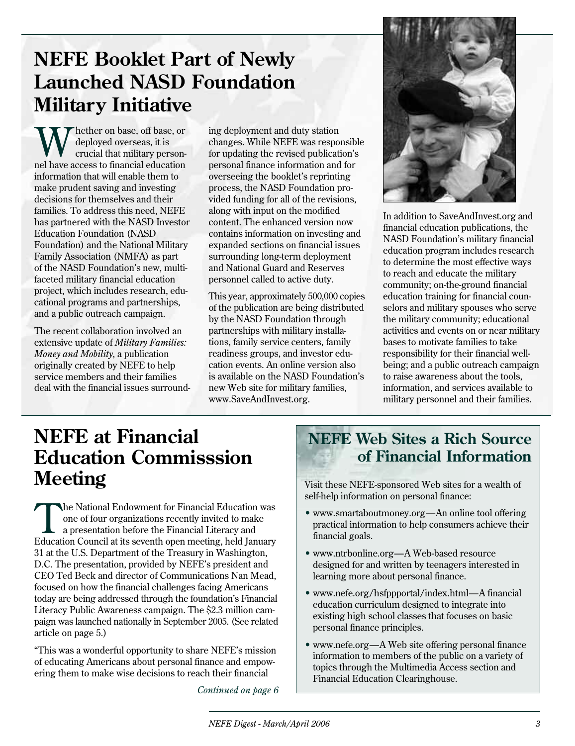# NEFE Booklet Part of Newly Launched NASD Foundation Military Initiative

Whether on base, off base, or deployed overseas, it is crucial that military personnel have access to financial education information that will enable them to make prudent saving and investing decisions for themselves and their families. To address this need, NEFE has partnered with the NASD Investor Education Foundation (NASD Foundation) and the National Military Family Association (NMFA) as part of the NASD Foundation's new, multi-faceted military financial education project, which includes research, educational programs and partnerships, and a public outreach campaign.

The recent collaboration involved an extensive update of *Military Families: Money and Mobility*, a publication originally created by NEFE to help service members and their families deal with the financial issues surrounding deployment and duty station changes. While NEFE was responsible for updating the revised publication's personal finance information and for overseeing the booklet's reprinting process, the NASD Foundation provided funding for all of the revisions, along with input on the modified content. The enhanced version now contains information on investing and expanded sections on financial issues surrounding long-term deployment and National Guard and Reserves personnel called to active duty.

This year, approximately 500,000 copies of the publication are being distributed by the NASD Foundation through partnerships with military installations, family service centers, family readiness groups, and investor education events. An online version also is available on the NASD Foundation's new Web site for military families, www.SaveAndInvest.org.

In addition to SaveAndInvest.org and financial education publications, the NASD Foundation's military financial education program includes research to determine the most effective ways to reach and educate the military community; on-the-ground financial education training for financial counselors and military spouses who serve the military community; educational activities and events on or near military bases to motivate families to take responsibility for their financial well-being; and a public outreach campaign to raise awareness about the tools, information, and services available to military personnel and their families.

# NEFE at Financial Education Commisssion Meeting

The National Endowment for Financial Education was one of four organizations recently invited to make a presentation before the Financial Literacy and Education Council at its seventh open meeting, held January 31 at the U.S. Department of the Treasury in Washington, D.C. The presentation, provided by NEFE's president and CEO Ted Beck and director of Communications Nan Mead, focused on how the financial challenges facing Americans today are being addressed through the foundation's Financial Literacy Public Awareness campaign. The $2.3 million campaign was launched nationally in September 2005. (See related article on page 5.)

"This was a wonderful opportunity to share NEFE's mission of educating Americans about personal finance and empowering them to make wise decisions to reach their financial

*Continued on page 6*

## NEFE Web Sites a Rich Source of Financial Information

Visit these NEFE-sponsored Web sites for a wealth of self-help information on personal finance:

- www.smartaboutmoney.org—An online tool offering practical information to help consumers achieve their financial goals.
- www.ntrbonline.org—A Web-based resource designed for and written by teenagers interested in learning more about personal finance.
- www.nefe.org/hsfppportal/index.html—A financial education curriculum designed to integrate into existing high school classes that focuses on basic personal finance principles.
- www.nefe.org—A Web site offering personal finance information to members of the public on a variety of topics through the Multimedia Access section and Financial Education Clearinghouse.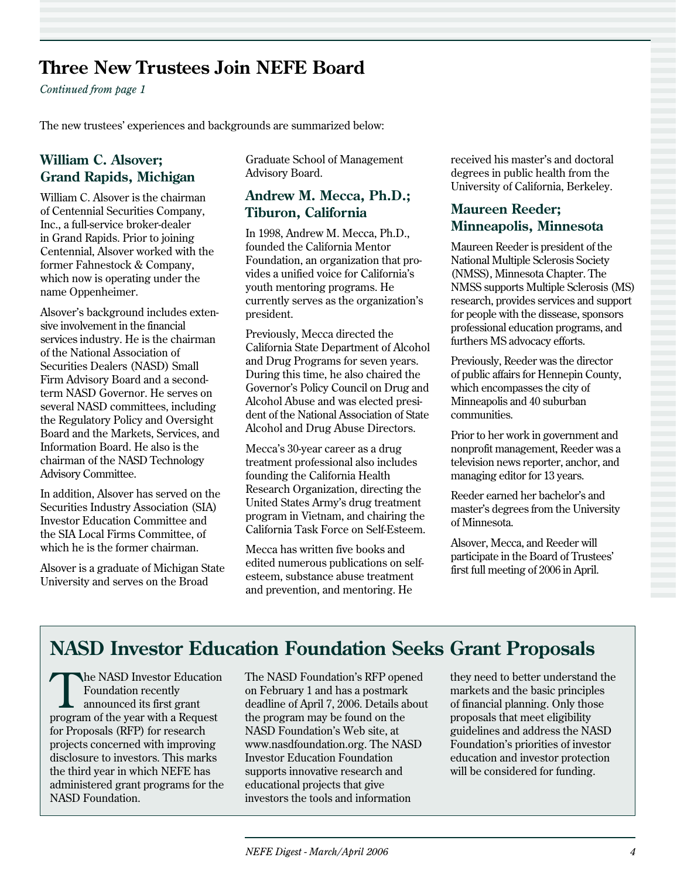# Three New Trustees Join NEFE Board

*Continued from page 1*

The new trustees' experiences and backgrounds are summarized below:

### William C. Alsover; Grand Rapids, Michigan

William C. Alsover is the chairman of Centennial Securities Company, Inc., a full-service broker-dealer in Grand Rapids. Prior to joining Centennial, Alsover worked with the former Fahnestock & Company, which now is operating under the name Oppenheimer.

Alsover's background includes extensive involvement in the financial services industry. He is the chairman of the National Association of Securities Dealers (NASD) Small Firm Advisory Board and a second-term NASD Governor. He serves on several NASD committees, including the Regulatory Policy and Oversight Board and the Markets, Services, and Information Board. He also is the chairman of the NASD Technology Advisory Committee.

In addition, Alsover has served on the Securities Industry Association (SIA) Investor Education Committee and the SIA Local Firms Committee, of which he is the former chairman.

Alsover is a graduate of Michigan State University and serves on the Broad Graduate School of Management Advisory Board.

### Andrew M. Mecca, Ph.D.; Tiburon, California

In 1998, Andrew M. Mecca, Ph.D., founded the California Mentor Foundation, an organization that provides a unified voice for California's youth mentoring programs. He currently serves as the organization's president.

Previously, Mecca directed the California State Department of Alcohol and Drug Programs for seven years. During this time, he also chaired the Governor's Policy Council on Drug and Alcohol Abuse and was elected president of the National Association of State Alcohol and Drug Abuse Directors.

Mecca's 30-year career as a drug treatment professional also includes founding the California Health Research Organization, directing the United States Army's drug treatment program in Vietnam, and chairing the California Task Force on Self-Esteem.

Mecca has written five books and edited numerous publications on self-esteem, substance abuse treatment and prevention, and mentoring. He received his master's and doctoral degrees in public health from the University of California, Berkeley.

### Maureen Reeder; Minneapolis, Minnesota

Maureen Reeder is president of the National Multiple Sclerosis Society (NMSS), Minnesota Chapter. The NMSS supports Multiple Sclerosis (MS) research, provides services and support for people with the dissease, sponsors professional education programs, and furthers MS advocacy efforts.

Previously, Reeder was the director of public affairs for Hennepin County, which encompasses the city of Minneapolis and 40 suburban communities.

Prior to her work in government and nonprofit management, Reeder was a television news reporter, anchor, and managing editor for 13 years.

Reeder earned her bachelor's and master's degrees from the University of Minnesota.

Alsover, Mecca, and Reeder will participate in the Board of Trustees' first full meeting of 2006 in April.

## NASD Investor Education Foundation Seeks Grant Proposals

The NASD Investor Education Foundation recently announced its first grant program of the year with a Request for Proposals (RFP) for research projects concerned with improving disclosure to investors. This marks the third year in which NEFE has administered grant programs for the NASD Foundation.

The NASD Foundation's RFP opened on February 1 and has a postmark deadline of April 7, 2006. Details about the program may be found on the NASD Foundation's Web site, at www.nasdfoundation.org. The NASD Investor Education Foundation supports innovative research and educational projects that give investors the tools and information they need to better understand the markets and the basic principles of financial planning. Only those proposals that meet eligibility guidelines and address the NASD Foundation's priorities of investor education and investor protection will be considered for funding.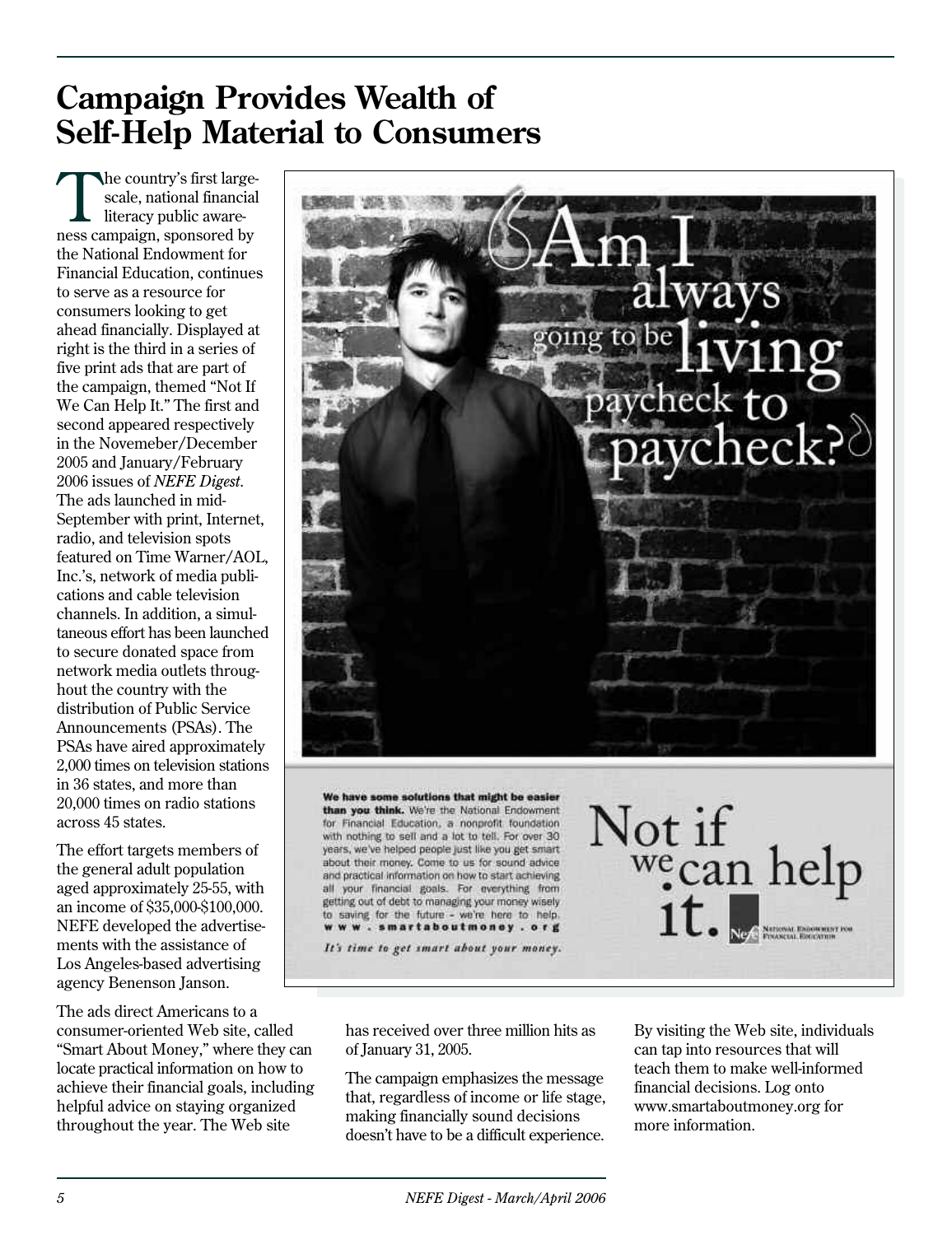# Campaign Provides Wealth of Self-Help Material to Consumers

The country's first large-scale, national financial literacy public awareness campaign, sponsored by the National Endowment for Financial Education, continues to serve as a resource for consumers looking to get ahead financially. Displayed at right is the third in a series of five print ads that are part of the campaign, themed "Not If We Can Help It." The first and second appeared respectively in the Novemeber/December 2005 and January/February 2006 issues of *NEFE Digest*. The ads launched in mid-September with print, Internet, radio, and television spots featured on Time Warner/AOL, Inc.'s, network of media publications and cable television channels. In addition, a simultaneous effort has been launched to secure donated space from network media outlets throughout the country with the distribution of Public Service Announcements (PSAs). The PSAs have aired approximately 2,000 times on television stations in 36 states, and more than 20,000 times on radio stations across 45 states.

The effort targets members of the general adult population aged approximately 25-55, with an income of $35,000-$100,000. NEFE developed the advertisements with the assistance of Los Angeles-based advertising agency Benenson Janson.

"Am I always going to be living paycheck to paycheck?"

**We have some solutions that might be easier than you think.** We're the National Endowment for Financial Education, a nonprofit foundation with nothing to sell and a lot to tell. For over 30 years, we've helped people just like you get smart about their money. Come to us for sound advice and practical information on how to start achieving all your financial goals. For everything from getting out of debt to managing your money wisely to saving for the future – we're here to help. **www.smartaboutmoney.org**

*It's time to get smart about your money.*

Not if we can help it.

National Endowment for Financial Education

The ads direct Americans to a consumer-oriented Web site, called "Smart About Money," where they can locate practical information on how to achieve their financial goals, including helpful advice on staying organized throughout the year. The Web site has received over three million hits as of January 31, 2005.

The campaign emphasizes the message that, regardless of income or life stage, making financially sound decisions doesn't have to be a difficult experience.

By visiting the Web site, individuals can tap into resources that will teach them to make well-informed financial decisions. Log onto www.smartaboutmoney.org for more information.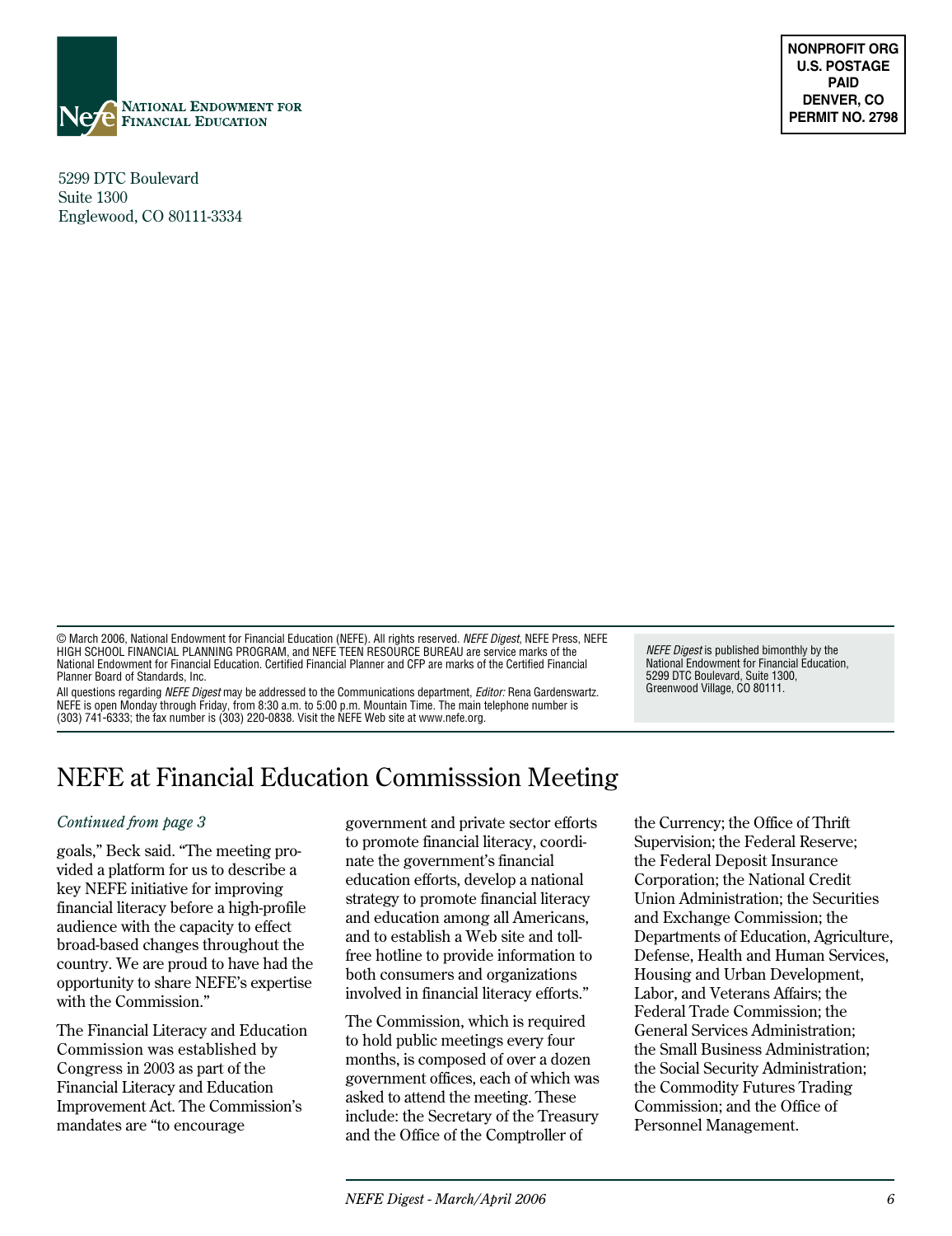NATIONAL ENDOWMENT FOR FINANCIAL EDUCATION

5299 DTC Boulevard
Suite 1300
Englewood, CO 80111-3334

NONPROFIT ORG
U.S. POSTAGE
PAID
DENVER, CO
PERMIT NO. 2798

© March 2006, National Endowment for Financial Education (NEFE). All rights reserved. *NEFE Digest*, NEFE Press, NEFE HIGH SCHOOL FINANCIAL PLANNING PROGRAM, and NEFE TEEN RESOURCE BUREAU are service marks of the National Endowment for Financial Education. Certified Financial Planner and CFP are marks of the Certified Financial Planner Board of Standards, Inc.

All questions regarding *NEFE Digest* may be addressed to the Communications department, *Editor:* Rena Gardenswartz. NEFE is open Monday through Friday, from 8:30 a.m. to 5:00 p.m. Mountain Time. The main telephone number is (303) 741-6333; the fax number is (303) 220-0838. Visit the NEFE Web site at www.nefe.org.

*NEFE Digest* is published bimonthly by the National Endowment for Financial Education, 5299 DTC Boulevard, Suite 1300, Greenwood Village, CO 80111.

# NEFE at Financial Education Commisssion Meeting

*Continued from page 3*

goals," Beck said. "The meeting provided a platform for us to describe a key NEFE initiative for improving financial literacy before a high-profile audience with the capacity to effect broad-based changes throughout the country. We are proud to have had the opportunity to share NEFE's expertise with the Commission."

The Financial Literacy and Education Commission was established by Congress in 2003 as part of the Financial Literacy and Education Improvement Act. The Commission's mandates are "to encourage government and private sector efforts to promote financial literacy, coordinate the government's financial education efforts, develop a national strategy to promote financial literacy and education among all Americans, and to establish a Web site and toll-free hotline to provide information to both consumers and organizations involved in financial literacy efforts."

The Commission, which is required to hold public meetings every four months, is composed of over a dozen government offices, each of which was asked to attend the meeting. These include: the Secretary of the Treasury and the Office of the Comptroller of the Currency; the Office of Thrift Supervision; the Federal Reserve; the Federal Deposit Insurance Corporation; the National Credit Union Administration; the Securities and Exchange Commission; the Departments of Education, Agriculture, Defense, Health and Human Services, Housing and Urban Development, Labor, and Veterans Affairs; the Federal Trade Commission; the General Services Administration; the Small Business Administration; the Social Security Administration; the Commodity Futures Trading Commission; and the Office of Personnel Management.